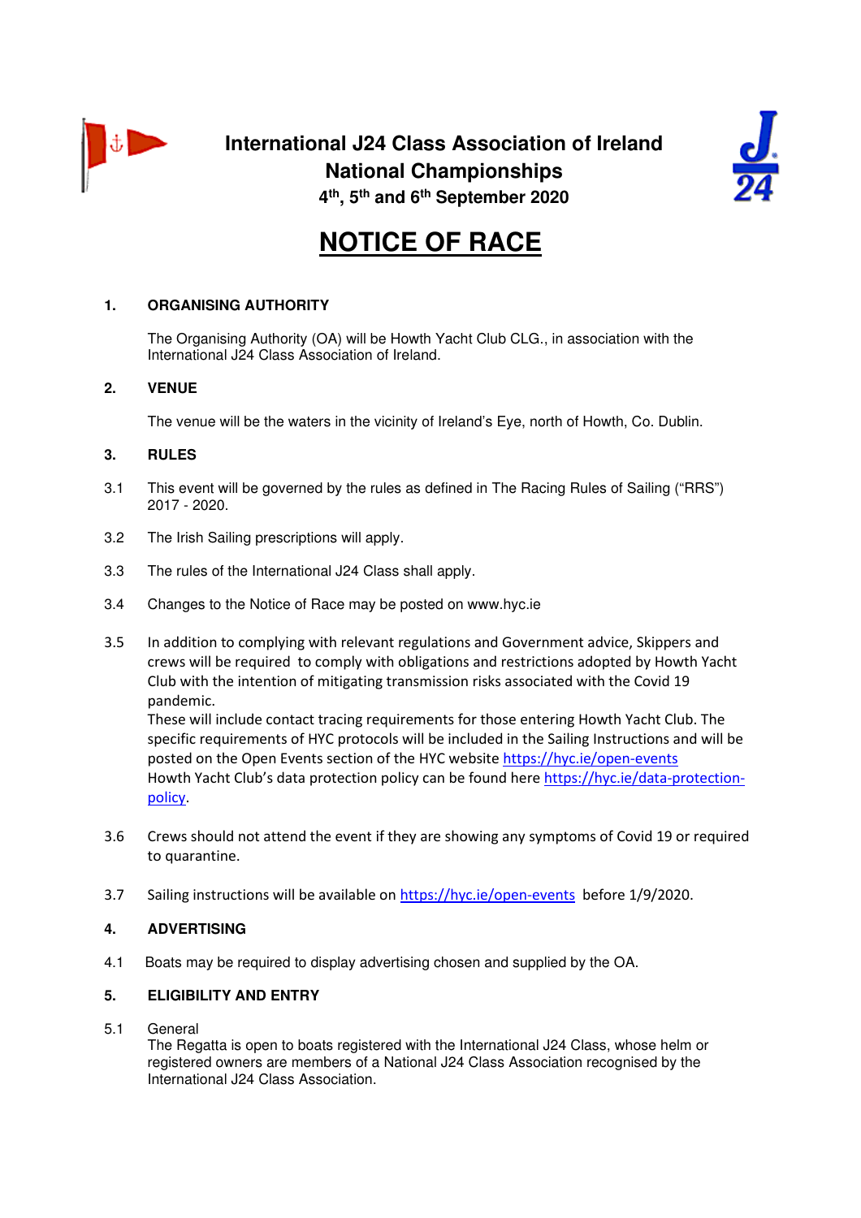# International J24 Class Association of Ireland
# National Championships
## 4th, 5th and 6th September 2020

# NOTICE OF RACE

### 1. ORGANISING AUTHORITY

The Organising Authority (OA) will be Howth Yacht Club CLG., in association with the International J24 Class Association of Ireland.

### 2. VENUE

The venue will be the waters in the vicinity of Ireland's Eye, north of Howth, Co. Dublin.

### 3. RULES

3.1 This event will be governed by the rules as defined in The Racing Rules of Sailing ("RRS") 2017 - 2020.

3.2 The Irish Sailing prescriptions will apply.

3.3 The rules of the International J24 Class shall apply.

3.4 Changes to the Notice of Race may be posted on www.hyc.ie

3.5 In addition to complying with relevant regulations and Government advice, Skippers and crews will be required to comply with obligations and restrictions adopted by Howth Yacht Club with the intention of mitigating transmission risks associated with the Covid 19 pandemic.
These will include contact tracing requirements for those entering Howth Yacht Club. The specific requirements of HYC protocols will be included in the Sailing Instructions and will be posted on the Open Events section of the HYC website https://hyc.ie/open-events
Howth Yacht Club's data protection policy can be found here https://hyc.ie/data-protection-policy.

3.6 Crews should not attend the event if they are showing any symptoms of Covid 19 or required to quarantine.

3.7 Sailing instructions will be available on https://hyc.ie/open-events before 1/9/2020.

### 4. ADVERTISING

4.1 Boats may be required to display advertising chosen and supplied by the OA.

### 5. ELIGIBILITY AND ENTRY

5.1 General
The Regatta is open to boats registered with the International J24 Class, whose helm or registered owners are members of a National J24 Class Association recognised by the International J24 Class Association.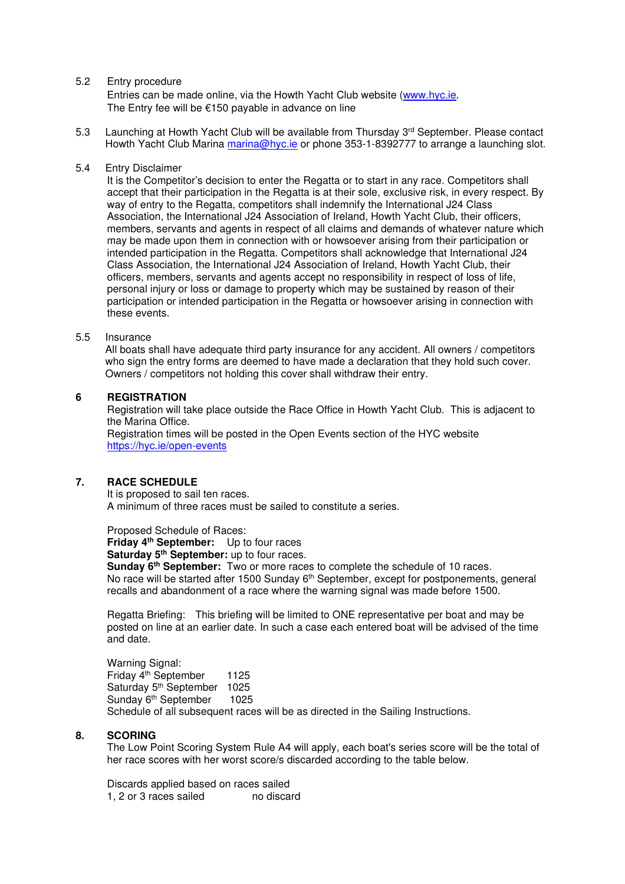5.2 Entry procedure

Entries can be made online, via the Howth Yacht Club website (www.hyc.ie.
The Entry fee will be €150 payable in advance on line

5.3 Launching at Howth Yacht Club will be available from Thursday 3rd September. Please contact Howth Yacht Club Marina marina@hyc.ie or phone 353-1-8392777 to arrange a launching slot.

5.4 Entry Disclaimer

It is the Competitor's decision to enter the Regatta or to start in any race. Competitors shall accept that their participation in the Regatta is at their sole, exclusive risk, in every respect. By way of entry to the Regatta, competitors shall indemnify the International J24 Class Association, the International J24 Association of Ireland, Howth Yacht Club, their officers, members, servants and agents in respect of all claims and demands of whatever nature which may be made upon them in connection with or howsoever arising from their participation or intended participation in the Regatta. Competitors shall acknowledge that International J24 Class Association, the International J24 Association of Ireland, Howth Yacht Club, their officers, members, servants and agents accept no responsibility in respect of loss of life, personal injury or loss or damage to property which may be sustained by reason of their participation or intended participation in the Regatta or howsoever arising in connection with these events.

5.5 Insurance

All boats shall have adequate third party insurance for any accident. All owners / competitors who sign the entry forms are deemed to have made a declaration that they hold such cover. Owners / competitors not holding this cover shall withdraw their entry.

## 6 REGISTRATION

Registration will take place outside the Race Office in Howth Yacht Club. This is adjacent to the Marina Office.
Registration times will be posted in the Open Events section of the HYC website https://hyc.ie/open-events

## 7. RACE SCHEDULE

It is proposed to sail ten races.
A minimum of three races must be sailed to constitute a series.

Proposed Schedule of Races:
**Friday 4th September:** Up to four races
**Saturday 5th September:** up to four races.
**Sunday 6th September:** Two or more races to complete the schedule of 10 races.
No race will be started after 1500 Sunday 6th September, except for postponements, general recalls and abandonment of a race where the warning signal was made before 1500.

Regatta Briefing: This briefing will be limited to ONE representative per boat and may be posted on line at an earlier date. In such a case each entered boat will be advised of the time and date.

Warning Signal:
Friday 4th September 1125
Saturday 5th September 1025
Sunday 6th September 1025
Schedule of all subsequent races will be as directed in the Sailing Instructions.

## 8. SCORING

The Low Point Scoring System Rule A4 will apply, each boat's series score will be the total of her race scores with her worst score/s discarded according to the table below.

Discards applied based on races sailed
1, 2 or 3 races sailed no discard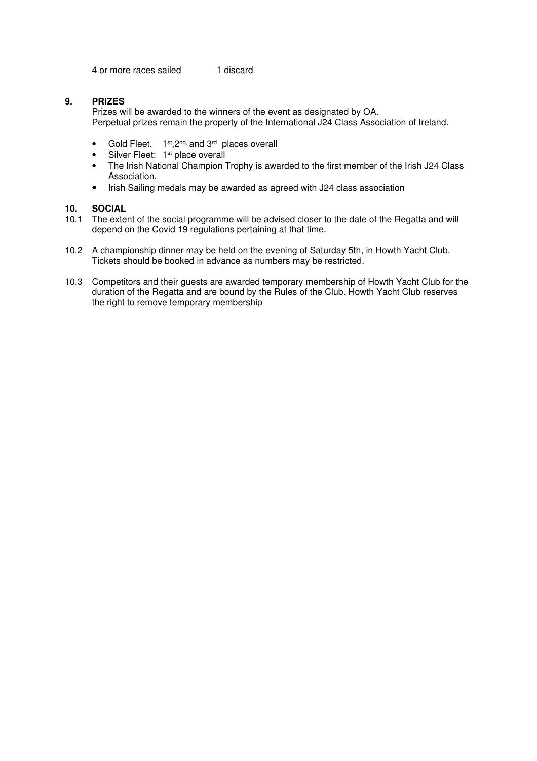4 or more races sailed 1 discard

## 9. PRIZES

Prizes will be awarded to the winners of the event as designated by OA.
Perpetual prizes remain the property of the International J24 Class Association of Ireland.

- Gold Fleet. 1st,2nd, and 3rd places overall
- Silver Fleet: 1st place overall
- The Irish National Champion Trophy is awarded to the first member of the Irish J24 Class Association.
- Irish Sailing medals may be awarded as agreed with J24 class association

## 10. SOCIAL

10.1 The extent of the social programme will be advised closer to the date of the Regatta and will depend on the Covid 19 regulations pertaining at that time.

10.2 A championship dinner may be held on the evening of Saturday 5th, in Howth Yacht Club. Tickets should be booked in advance as numbers may be restricted.

10.3 Competitors and their guests are awarded temporary membership of Howth Yacht Club for the duration of the Regatta and are bound by the Rules of the Club. Howth Yacht Club reserves the right to remove temporary membership